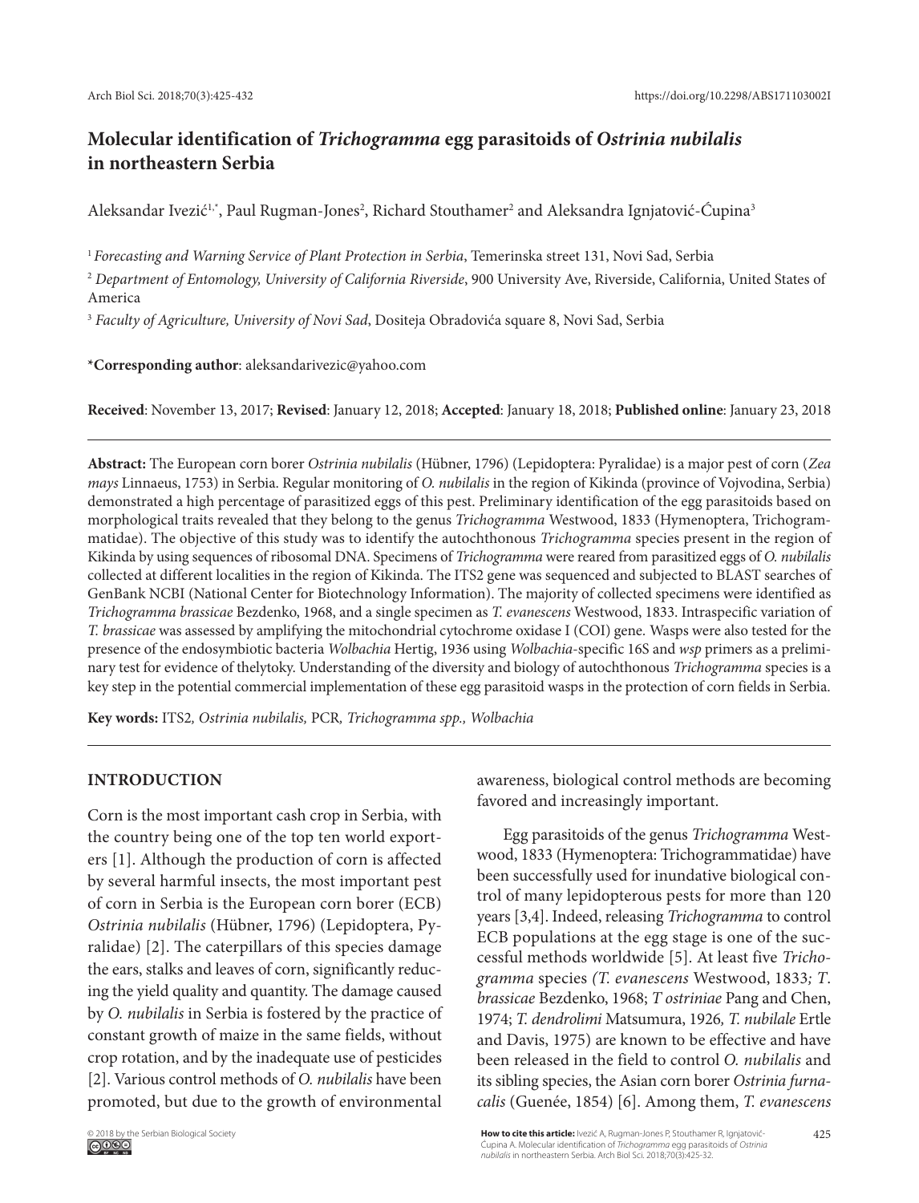# Molecular identification of *Trichogramma* egg parasitoids of *Ostrinia nubilalis* in northeastern Serbia

Aleksandar Ivezić[1,*], Paul Rugman-Jones[2], Richard Stouthamer[2] and Aleksandra Ignjatović-Ćupina[3]

[1] *Forecasting and Warning Service of Plant Protection in Serbia*, Temerinska street 131, Novi Sad, Serbia

[2] *Department of Entomology, University of California Riverside*, 900 University Ave, Riverside, California, United States of America

[3] *Faculty of Agriculture, University of Novi Sad*, Dositeja Obradovića square 8, Novi Sad, Serbia

***Corresponding author**: aleksandarivezic@yahoo.com

**Received**: November 13, 2017; **Revised**: January 12, 2018; **Accepted**: January 18, 2018; **Published online**: January 23, 2018

**Abstract:** The European corn borer *Ostrinia nubilalis* (Hübner, 1796) (Lepidoptera: Pyralidae) is a major pest of corn (*Zea mays* Linnaeus, 1753) in Serbia. Regular monitoring of *O. nubilalis* in the region of Kikinda (province of Vojvodina, Serbia) demonstrated a high percentage of parasitized eggs of this pest. Preliminary identification of the egg parasitoids based on morphological traits revealed that they belong to the genus *Trichogramma* Westwood, 1833 (Hymenoptera, Trichogrammatidae). The objective of this study was to identify the autochthonous *Trichogramma* species present in the region of Kikinda by using sequences of ribosomal DNA. Specimens of *Trichogramma* were reared from parasitized eggs of *O. nubilalis* collected at different localities in the region of Kikinda. The ITS2 gene was sequenced and subjected to BLAST searches of GenBank NCBI (National Center for Biotechnology Information). The majority of collected specimens were identified as *Trichogramma brassicae* Bezdenko, 1968, and a single specimen as *T. evanescens* Westwood, 1833. Intraspecific variation of *T. brassicae* was assessed by amplifying the mitochondrial cytochrome oxidase I (COI) gene. Wasps were also tested for the presence of the endosymbiotic bacteria *Wolbachia* Hertig, 1936 using *Wolbachia*-specific 16S and *wsp* primers as a preliminary test for evidence of thelytoky. Understanding of the diversity and biology of autochthonous *Trichogramma* species is a key step in the potential commercial implementation of these egg parasitoid wasps in the protection of corn fields in Serbia.

**Key words:** ITS2*, Ostrinia nubilalis,* PCR*, Trichogramma spp., Wolbachia*

## INTRODUCTION

Corn is the most important cash crop in Serbia, with the country being one of the top ten world exporters [1]. Although the production of corn is affected by several harmful insects, the most important pest of corn in Serbia is the European corn borer (ECB) *Ostrinia nubilalis* (Hübner, 1796) (Lepidoptera, Pyralidae) [2]. The caterpillars of this species damage the ears, stalks and leaves of corn, significantly reducing the yield quality and quantity. The damage caused by *O. nubilalis* in Serbia is fostered by the practice of constant growth of maize in the same fields, without crop rotation, and by the inadequate use of pesticides [2]. Various control methods of *O. nubilalis* have been promoted, but due to the growth of environmental awareness, biological control methods are becoming favored and increasingly important.

Egg parasitoids of the genus *Trichogramma* Westwood, 1833 (Hymenoptera: Trichogrammatidae) have been successfully used for inundative biological control of many lepidopterous pests for more than 120 years [3,4]. Indeed, releasing *Trichogramma* to control ECB populations at the egg stage is one of the successful methods worldwide [5]. At least five *Trichogramma* species *(T. evanescens* Westwood, 1833*; T. brassicae* Bezdenko, 1968; *T ostriniae* Pang and Chen, 1974; *T. dendrolimi* Matsumura, 1926*, T. nubilale* Ertle and Davis, 1975) are known to be effective and have been released in the field to control *O. nubilalis* and its sibling species, the Asian corn borer *Ostrinia furnacalis* (Guenée, 1854) [6]. Among them, *T. evanescens*

© 2018 by the Serbian Biological Society

**How to cite this article:** Ivezić A, Rugman-Jones P, Stouthamer R, Ignjatović-Ćupina A. Molecular identification of *Trichogramma* egg parasitoids of *Ostrinia nubilalis* in northeastern Serbia. Arch Biol Sci. 2018;70(3):425-32.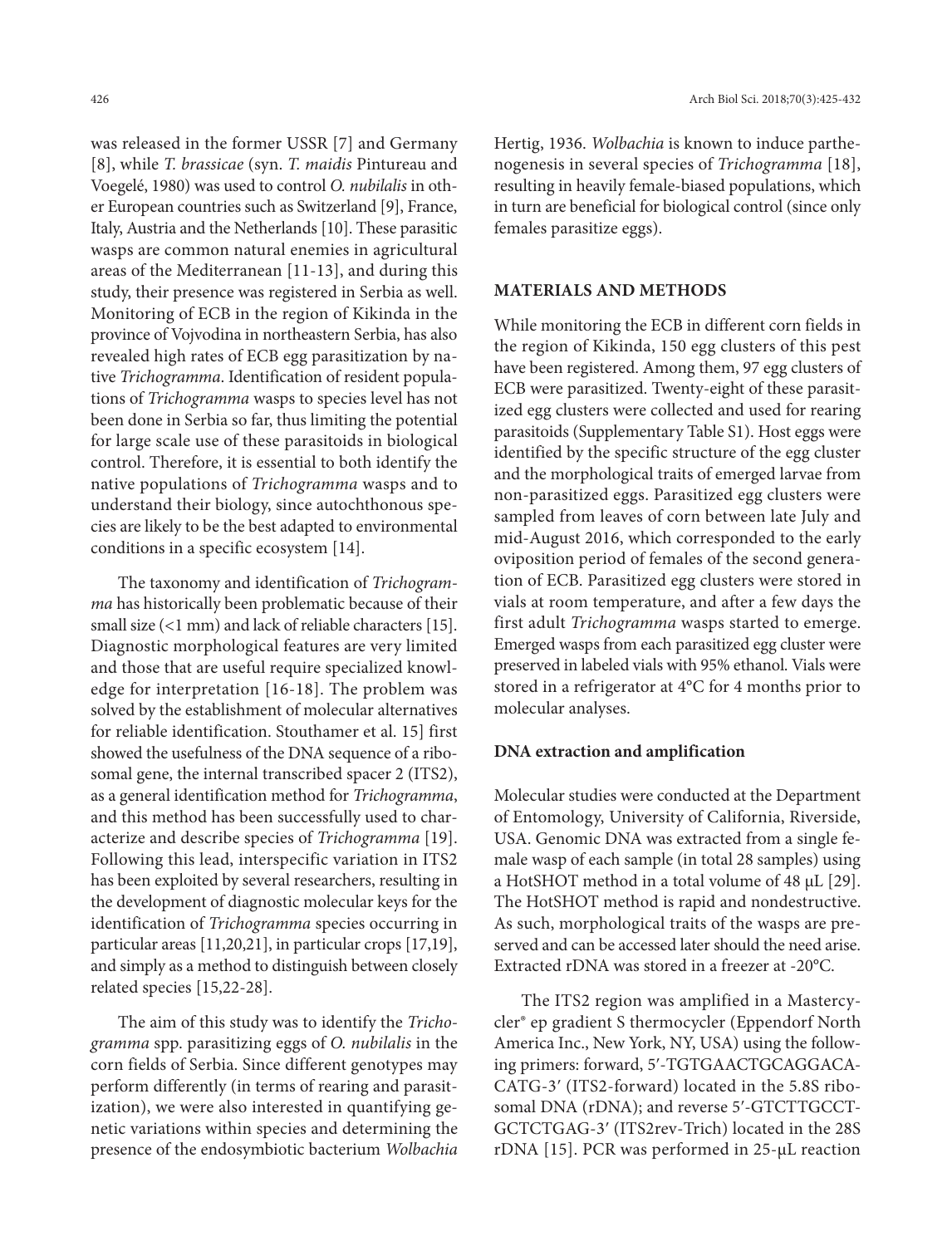was released in the former USSR [7] and Germany [8], while *T. brassicae* (syn. *T. maidis* Pintureau and Voegelé, 1980) was used to control *O. nubilalis* in other European countries such as Switzerland [9], France, Italy, Austria and the Netherlands [10]. These parasitic wasps are common natural enemies in agricultural areas of the Mediterranean [11-13], and during this study, their presence was registered in Serbia as well. Monitoring of ECB in the region of Kikinda in the province of Vojvodina in northeastern Serbia, has also revealed high rates of ECB egg parasitization by native *Trichogramma*. Identification of resident populations of *Trichogramma* wasps to species level has not been done in Serbia so far, thus limiting the potential for large scale use of these parasitoids in biological control. Therefore, it is essential to both identify the native populations of *Trichogramma* wasps and to understand their biology, since autochthonous species are likely to be the best adapted to environmental conditions in a specific ecosystem [14].

The taxonomy and identification of *Trichogramma* has historically been problematic because of their small size (<1 mm) and lack of reliable characters [15]. Diagnostic morphological features are very limited and those that are useful require specialized knowledge for interpretation [16-18]. The problem was solved by the establishment of molecular alternatives for reliable identification. Stouthamer et al. 15] first showed the usefulness of the DNA sequence of a ribosomal gene, the internal transcribed spacer 2 (ITS2), as a general identification method for *Trichogramma*, and this method has been successfully used to characterize and describe species of *Trichogramma* [19]. Following this lead, interspecific variation in ITS2 has been exploited by several researchers, resulting in the development of diagnostic molecular keys for the identification of *Trichogramma* species occurring in particular areas [11,20,21], in particular crops [17,19], and simply as a method to distinguish between closely related species [15,22-28].

The aim of this study was to identify the *Trichogramma* spp. parasitizing eggs of *O. nubilalis* in the corn fields of Serbia. Since different genotypes may perform differently (in terms of rearing and parasitization), we were also interested in quantifying genetic variations within species and determining the presence of the endosymbiotic bacterium *Wolbachia* Hertig, 1936. *Wolbachia* is known to induce parthenogenesis in several species of *Trichogramma* [18], resulting in heavily female-biased populations, which in turn are beneficial for biological control (since only females parasitize eggs).

## MATERIALS AND METHODS

While monitoring the ECB in different corn fields in the region of Kikinda, 150 egg clusters of this pest have been registered. Among them, 97 egg clusters of ECB were parasitized. Twenty-eight of these parasitized egg clusters were collected and used for rearing parasitoids (Supplementary Table S1). Host eggs were identified by the specific structure of the egg cluster and the morphological traits of emerged larvae from non-parasitized eggs. Parasitized egg clusters were sampled from leaves of corn between late July and mid-August 2016, which corresponded to the early oviposition period of females of the second generation of ECB. Parasitized egg clusters were stored in vials at room temperature, and after a few days the first adult *Trichogramma* wasps started to emerge. Emerged wasps from each parasitized egg cluster were preserved in labeled vials with 95% ethanol. Vials were stored in a refrigerator at 4°C for 4 months prior to molecular analyses.

### DNA extraction and amplification

Molecular studies were conducted at the Department of Entomology, University of California, Riverside, USA. Genomic DNA was extracted from a single female wasp of each sample (in total 28 samples) using a HotSHOT method in a total volume of 48 μL [29]. The HotSHOT method is rapid and nondestructive. As such, morphological traits of the wasps are preserved and can be accessed later should the need arise. Extracted rDNA was stored in a freezer at -20°C.

The ITS2 region was amplified in a Mastercycler® ep gradient S thermocycler (Eppendorf North America Inc., New York, NY, USA) using the following primers: forward, 5′-TGTGAACTGCAGGACACATG-3′ (ITS2-forward) located in the 5.8S ribosomal DNA (rDNA); and reverse 5′-GTCTTGCCTGCTCTGAG-3′ (ITS2rev-Trich) located in the 28S rDNA [15]. PCR was performed in 25-μL reaction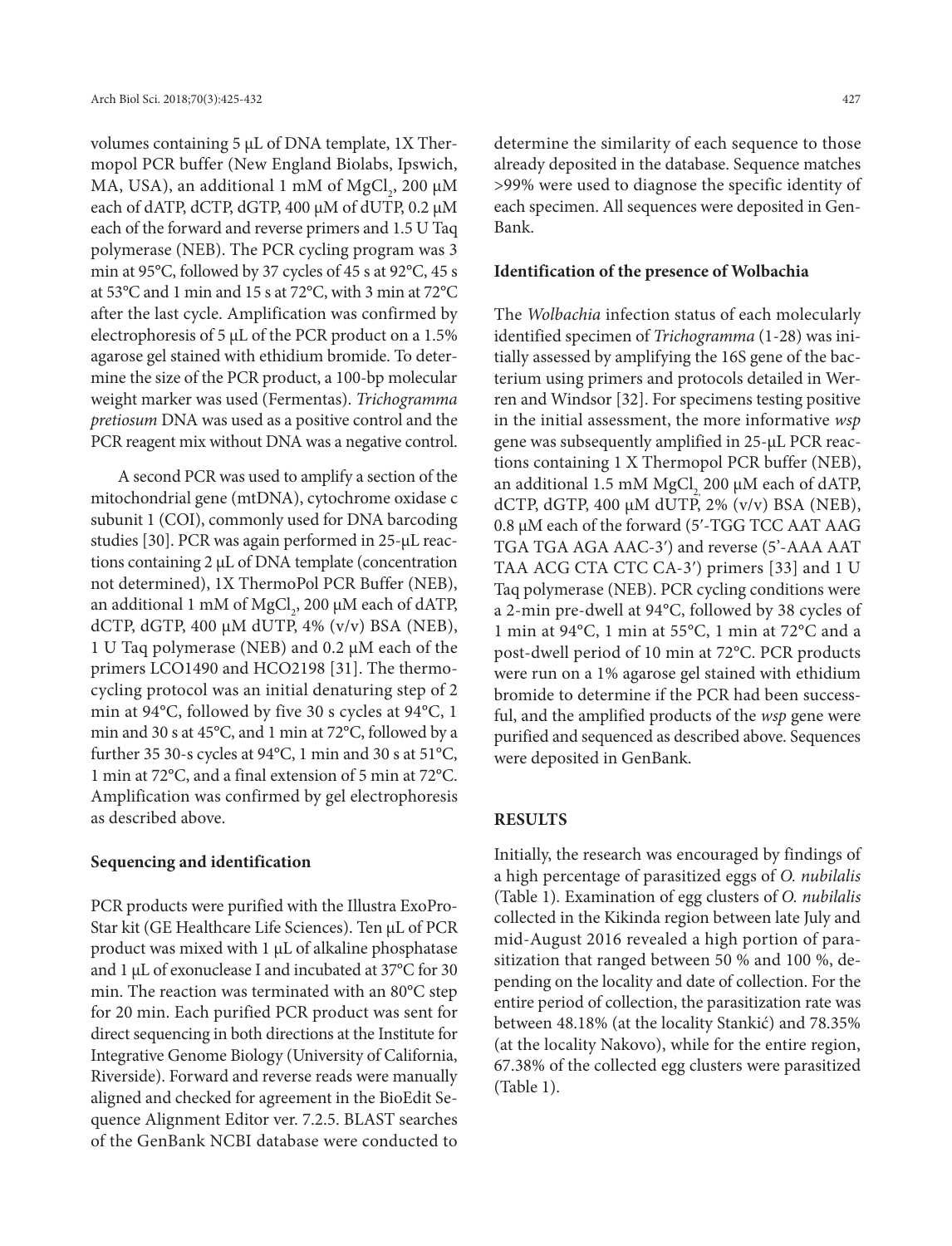volumes containing 5 μL of DNA template, 1X Thermopol PCR buffer (New England Biolabs, Ipswich, MA, USA), an additional 1 mM of $MgCl_2$, 200 μM each of dATP, dCTP, dGTP, 400 μM of dUTP, 0.2 μM each of the forward and reverse primers and 1.5 U Taq polymerase (NEB). The PCR cycling program was 3 min at 95°C, followed by 37 cycles of 45 s at 92°C, 45 s at 53°C and 1 min and 15 s at 72°C, with 3 min at 72°C after the last cycle. Amplification was confirmed by electrophoresis of 5 μL of the PCR product on a 1.5% agarose gel stained with ethidium bromide. To determine the size of the PCR product, a 100-bp molecular weight marker was used (Fermentas). *Trichogramma pretiosum* DNA was used as a positive control and the PCR reagent mix without DNA was a negative control.

A second PCR was used to amplify a section of the mitochondrial gene (mtDNA), cytochrome oxidase c subunit 1 (COI), commonly used for DNA barcoding studies [30]. PCR was again performed in 25-μL reactions containing 2 μL of DNA template (concentration not determined), 1X ThermoPol PCR Buffer (NEB), an additional 1 mM of $MgCl_2$, 200 μM each of dATP, dCTP, dGTP, 400 μM dUTP, 4% (v/v) BSA (NEB), 1 U Taq polymerase (NEB) and 0.2 μM each of the primers LCO1490 and HCO2198 [31]. The thermocycling protocol was an initial denaturing step of 2 min at 94°C, followed by five 30 s cycles at 94°C, 1 min and 30 s at 45°C, and 1 min at 72°C, followed by a further 35 30-s cycles at 94°C, 1 min and 30 s at 51°C, 1 min at 72°C, and a final extension of 5 min at 72°C. Amplification was confirmed by gel electrophoresis as described above.

### Sequencing and identification

PCR products were purified with the Illustra ExoProStar kit (GE Healthcare Life Sciences). Ten μL of PCR product was mixed with 1 μL of alkaline phosphatase and 1 μL of exonuclease I and incubated at 37°C for 30 min. The reaction was terminated with an 80°C step for 20 min. Each purified PCR product was sent for direct sequencing in both directions at the Institute for Integrative Genome Biology (University of California, Riverside). Forward and reverse reads were manually aligned and checked for agreement in the BioEdit Sequence Alignment Editor ver. 7.2.5. BLAST searches of the GenBank NCBI database were conducted to determine the similarity of each sequence to those already deposited in the database. Sequence matches >99% were used to diagnose the specific identity of each specimen. All sequences were deposited in GenBank.

### Identification of the presence of Wolbachia

The *Wolbachia* infection status of each molecularly identified specimen of *Trichogramma* (1-28) was initially assessed by amplifying the 16S gene of the bacterium using primers and protocols detailed in Werren and Windsor [32]. For specimens testing positive in the initial assessment, the more informative *wsp* gene was subsequently amplified in 25-μL PCR reactions containing 1 X Thermopol PCR buffer (NEB), an additional 1.5 mM $MgCl_2$, 200 μM each of dATP, dCTP, dGTP, 400 μM dUTP, 2% (v/v) BSA (NEB), 0.8 μM each of the forward (5′-TGG TCC AAT AAG TGA TGA AGA AAC-3′) and reverse (5'-AAA AAT TAA ACG CTA CTC CA-3′) primers [33] and 1 U Taq polymerase (NEB). PCR cycling conditions were a 2-min pre-dwell at 94°C, followed by 38 cycles of 1 min at 94°C, 1 min at 55°C, 1 min at 72°C and a post-dwell period of 10 min at 72°C. PCR products were run on a 1% agarose gel stained with ethidium bromide to determine if the PCR had been successful, and the amplified products of the *wsp* gene were purified and sequenced as described above. Sequences were deposited in GenBank.

## RESULTS

Initially, the research was encouraged by findings of a high percentage of parasitized eggs of *O. nubilalis* (Table 1). Examination of egg clusters of *O. nubilalis* collected in the Kikinda region between late July and mid-August 2016 revealed a high portion of parasitization that ranged between 50 % and 100 %, depending on the locality and date of collection. For the entire period of collection, the parasitization rate was between 48.18% (at the locality Stankić) and 78.35% (at the locality Nakovo), while for the entire region, 67.38% of the collected egg clusters were parasitized (Table 1).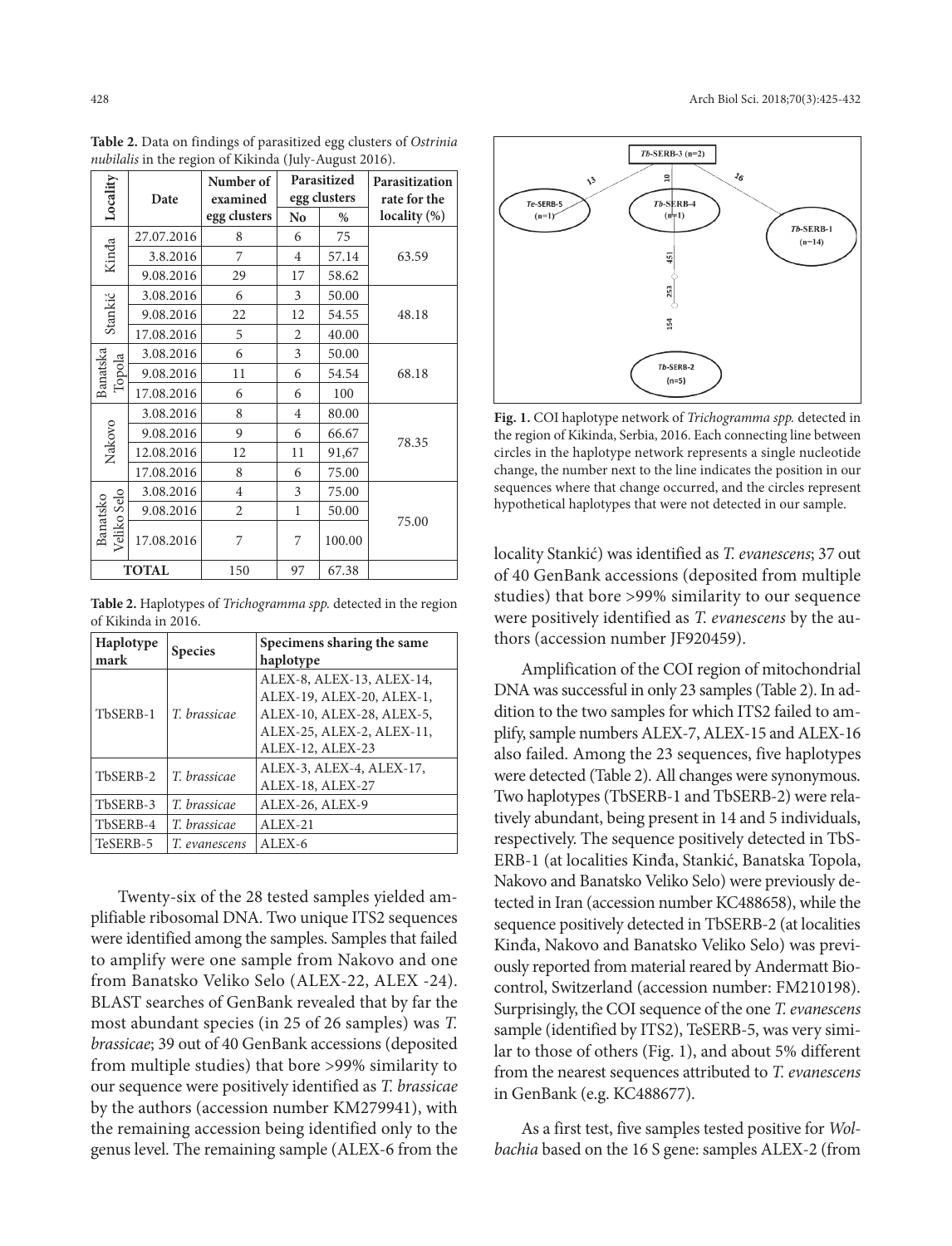**Table 2.** Data on findings of parasitized egg clusters of *Ostrinia nubilalis* in the region of Kikinda (July-August 2016).

| Locality | Date | Number of examined egg clusters | Parasitized egg clusters | | Parasitization rate for the locality (%) |
|---|---|---|---|---|---|
| | | | No | % | |
| Kinđa | 27.07.2016 | 8 | 6 | 75 | 63.59 |
| | 3.8.2016 | 7 | 4 | 57.14 | |
| | 9.08.2016 | 29 | 17 | 58.62 | |
| Stankić | 3.08.2016 | 6 | 3 | 50.00 | 48.18 |
| | 9.08.2016 | 22 | 12 | 54.55 | |
| | 17.08.2016 | 5 | 2 | 40.00 | |
| Banatska Topola | 3.08.2016 | 6 | 3 | 50.00 | 68.18 |
| | 9.08.2016 | 11 | 6 | 54.54 | |
| | 17.08.2016 | 6 | 6 | 100 | |
| Nakovo | 3.08.2016 | 8 | 4 | 80.00 | 78.35 |
| | 9.08.2016 | 9 | 6 | 66.67 | |
| | 12.08.2016 | 12 | 11 | 91,67 | |
| | 17.08.2016 | 8 | 6 | 75.00 | |
| Banatsko Veliko Selo | 3.08.2016 | 4 | 3 | 75.00 | 75.00 |
| | 9.08.2016 | 2 | 1 | 50.00 | |
| | 17.08.2016 | 7 | 7 | 100.00 | |
| **TOTAL** | | 150 | 97 | 67.38 | |

**Table 2.** Haplotypes of *Trichogramma spp.* detected in the region of Kikinda in 2016.

| Haplotype mark | Species | Specimens sharing the same haplotype |
|---|---|---|
| TbSERB-1 | *T. brassicae* | ALEX-8, ALEX-13, ALEX-14, ALEX-19, ALEX-20, ALEX-1, ALEX-10, ALEX-28, ALEX-5, ALEX-25, ALEX-2, ALEX-11, ALEX-12, ALEX-23 |
| TbSERB-2 | *T. brassicae* | ALEX-3, ALEX-4, ALEX-17, ALEX-18, ALEX-27 |
| TbSERB-3 | *T. brassicae* | ALEX-26, ALEX-9 |
| TbSERB-4 | *T. brassicae* | ALEX-21 |
| TeSERB-5 | *T. evanescens* | ALEX-6 |

Twenty-six of the 28 tested samples yielded amplifiable ribosomal DNA. Two unique ITS2 sequences were identified among the samples. Samples that failed to amplify were one sample from Nakovo and one from Banatsko Veliko Selo (ALEX-22, ALEX -24). BLAST searches of GenBank revealed that by far the most abundant species (in 25 of 26 samples) was *T. brassicae*; 39 out of 40 GenBank accessions (deposited from multiple studies) that bore >99% similarity to our sequence were positively identified as *T. brassicae* by the authors (accession number KM279941), with the remaining accession being identified only to the genus level. The remaining sample (ALEX-6 from the locality Stankić) was identified as *T. evanescens*; 37 out of 40 GenBank accessions (deposited from multiple studies) that bore >99% similarity to our sequence were positively identified as *T. evanescens* by the authors (accession number JF920459).

Fig. 1. COI haplotype network of *Trichogramma spp.* detected in the region of Kikinda, Serbia, 2016. Each connecting line between circles in the haplotype network represents a single nucleotide change, the number next to the line indicates the position in our sequences where that change occurred, and the circles represent hypothetical haplotypes that were not detected in our sample.

Amplification of the COI region of mitochondrial DNA was successful in only 23 samples (Table 2). In addition to the two samples for which ITS2 failed to amplify, sample numbers ALEX-7, ALEX-15 and ALEX-16 also failed. Among the 23 sequences, five haplotypes were detected (Table 2). All changes were synonymous. Two haplotypes (TbSERB-1 and TbSERB-2) were relatively abundant, being present in 14 and 5 individuals, respectively. The sequence positively detected in TbSERB-1 (at localities Kinđa, Stankić, Banatska Topola, Nakovo and Banatsko Veliko Selo) were previously detected in Iran (accession number KC488658), while the sequence positively detected in TbSERB-2 (at localities Kinđa, Nakovo and Banatsko Veliko Selo) was previously reported from material reared by Andermatt Biocontrol, Switzerland (accession number: FM210198). Surprisingly, the COI sequence of the one *T. evanescens* sample (identified by ITS2), TeSERB-5, was very similar to those of others (Fig. 1), and about 5% different from the nearest sequences attributed to *T. evanescens* in GenBank (e.g. KC488677).

As a first test, five samples tested positive for *Wolbachia* based on the 16 S gene: samples ALEX-2 (from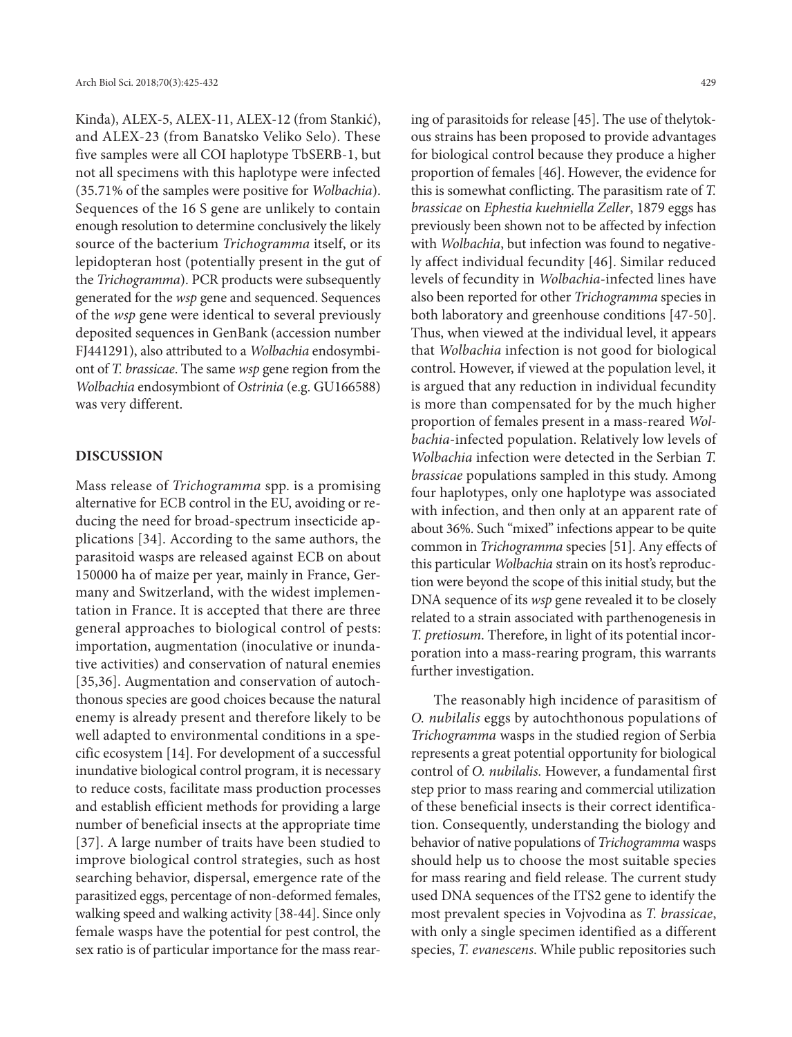Kinđa), ALEX-5, ALEX-11, ALEX-12 (from Stankić), and ALEX-23 (from Banatsko Veliko Selo). These five samples were all COI haplotype TbSERB-1, but not all specimens with this haplotype were infected (35.71% of the samples were positive for *Wolbachia*). Sequences of the 16 S gene are unlikely to contain enough resolution to determine conclusively the likely source of the bacterium *Trichogramma* itself, or its lepidopteran host (potentially present in the gut of the *Trichogramma*). PCR products were subsequently generated for the *wsp* gene and sequenced. Sequences of the *wsp* gene were identical to several previously deposited sequences in GenBank (accession number FJ441291), also attributed to a *Wolbachia* endosymbiont of *T. brassicae*. The same *wsp* gene region from the *Wolbachia* endosymbiont of *Ostrinia* (e.g. GU166588) was very different.

## DISCUSSION

Mass release of *Trichogramma* spp. is a promising alternative for ECB control in the EU, avoiding or reducing the need for broad-spectrum insecticide applications [34]. According to the same authors, the parasitoid wasps are released against ECB on about 150000 ha of maize per year, mainly in France, Germany and Switzerland, with the widest implementation in France. It is accepted that there are three general approaches to biological control of pests: importation, augmentation (inoculative or inundative activities) and conservation of natural enemies [35,36]. Augmentation and conservation of autochthonous species are good choices because the natural enemy is already present and therefore likely to be well adapted to environmental conditions in a specific ecosystem [14]. For development of a successful inundative biological control program, it is necessary to reduce costs, facilitate mass production processes and establish efficient methods for providing a large number of beneficial insects at the appropriate time [37]. A large number of traits have been studied to improve biological control strategies, such as host searching behavior, dispersal, emergence rate of the parasitized eggs, percentage of non-deformed females, walking speed and walking activity [38-44]. Since only female wasps have the potential for pest control, the sex ratio is of particular importance for the mass rearing of parasitoids for release [45]. The use of thelytokous strains has been proposed to provide advantages for biological control because they produce a higher proportion of females [46]. However, the evidence for this is somewhat conflicting. The parasitism rate of *T. brassicae* on *Ephestia kuehniella Zeller*, 1879 eggs has previously been shown not to be affected by infection with *Wolbachia*, but infection was found to negatively affect individual fecundity [46]. Similar reduced levels of fecundity in *Wolbachia*-infected lines have also been reported for other *Trichogramma* species in both laboratory and greenhouse conditions [47-50]. Thus, when viewed at the individual level, it appears that *Wolbachia* infection is not good for biological control. However, if viewed at the population level, it is argued that any reduction in individual fecundity is more than compensated for by the much higher proportion of females present in a mass-reared *Wolbachia*-infected population. Relatively low levels of *Wolbachia* infection were detected in the Serbian *T. brassicae* populations sampled in this study. Among four haplotypes, only one haplotype was associated with infection, and then only at an apparent rate of about 36%. Such "mixed" infections appear to be quite common in *Trichogramma* species [51]. Any effects of this particular *Wolbachia* strain on its host's reproduction were beyond the scope of this initial study, but the DNA sequence of its *wsp* gene revealed it to be closely related to a strain associated with parthenogenesis in *T. pretiosum*. Therefore, in light of its potential incorporation into a mass-rearing program, this warrants further investigation.

The reasonably high incidence of parasitism of *O. nubilalis* eggs by autochthonous populations of *Trichogramma* wasps in the studied region of Serbia represents a great potential opportunity for biological control of *O. nubilalis*. However, a fundamental first step prior to mass rearing and commercial utilization of these beneficial insects is their correct identification. Consequently, understanding the biology and behavior of native populations of *Trichogramma* wasps should help us to choose the most suitable species for mass rearing and field release. The current study used DNA sequences of the ITS2 gene to identify the most prevalent species in Vojvodina as *T. brassicae*, with only a single specimen identified as a different species, *T. evanescens*. While public repositories such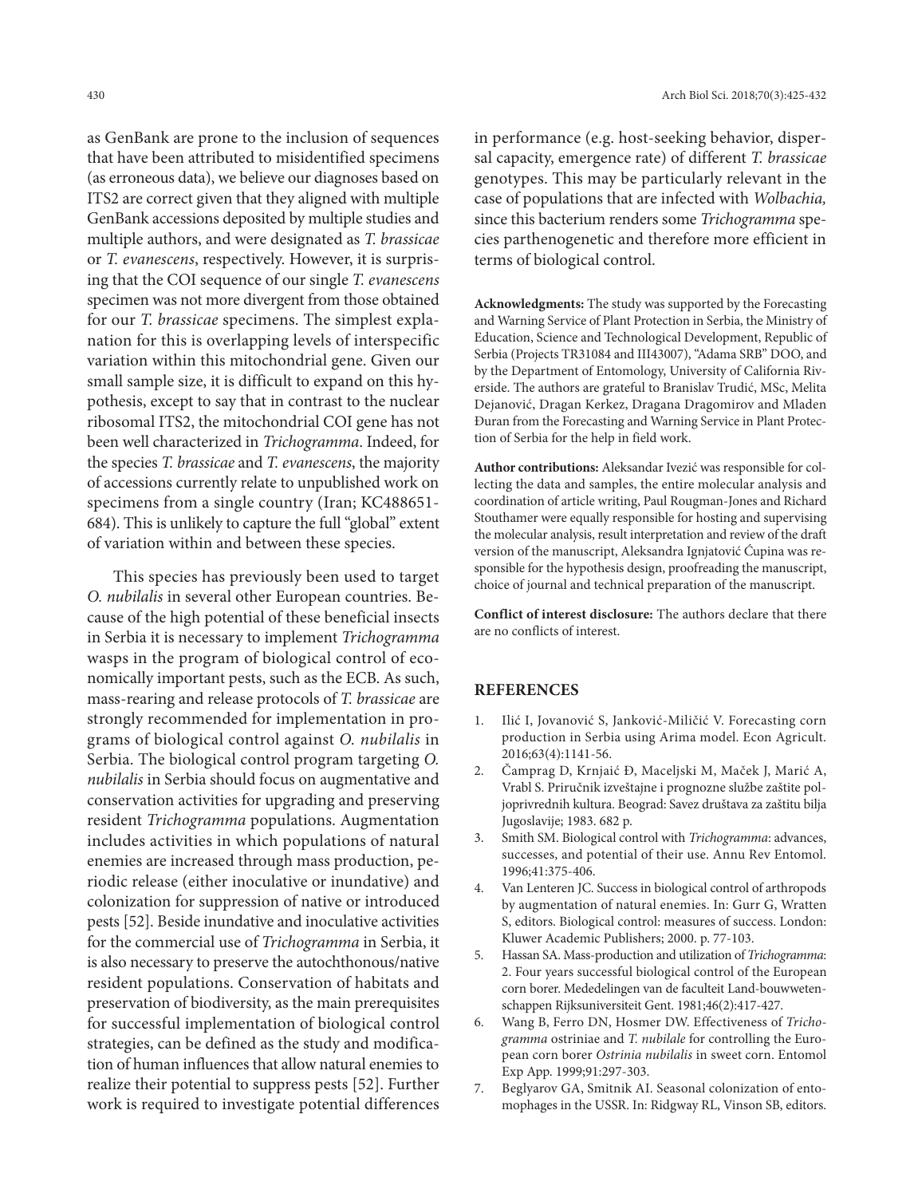as GenBank are prone to the inclusion of sequences that have been attributed to misidentified specimens (as erroneous data), we believe our diagnoses based on ITS2 are correct given that they aligned with multiple GenBank accessions deposited by multiple studies and multiple authors, and were designated as *T. brassicae* or *T. evanescens*, respectively. However, it is surprising that the COI sequence of our single *T. evanescens* specimen was not more divergent from those obtained for our *T. brassicae* specimens. The simplest explanation for this is overlapping levels of interspecific variation within this mitochondrial gene. Given our small sample size, it is difficult to expand on this hypothesis, except to say that in contrast to the nuclear ribosomal ITS2, the mitochondrial COI gene has not been well characterized in *Trichogramma*. Indeed, for the species *T. brassicae* and *T. evanescens*, the majority of accessions currently relate to unpublished work on specimens from a single country (Iran; KC488651-684). This is unlikely to capture the full "global" extent of variation within and between these species.

This species has previously been used to target *O. nubilalis* in several other European countries. Because of the high potential of these beneficial insects in Serbia it is necessary to implement *Trichogramma* wasps in the program of biological control of economically important pests, such as the ECB. As such, mass-rearing and release protocols of *T. brassicae* are strongly recommended for implementation in programs of biological control against *O. nubilalis* in Serbia. The biological control program targeting *O. nubilalis* in Serbia should focus on augmentative and conservation activities for upgrading and preserving resident *Trichogramma* populations. Augmentation includes activities in which populations of natural enemies are increased through mass production, periodic release (either inoculative or inundative) and colonization for suppression of native or introduced pests [52]. Beside inundative and inoculative activities for the commercial use of *Trichogramma* in Serbia, it is also necessary to preserve the autochthonous/native resident populations. Conservation of habitats and preservation of biodiversity, as the main prerequisites for successful implementation of biological control strategies, can be defined as the study and modification of human influences that allow natural enemies to realize their potential to suppress pests [52]. Further work is required to investigate potential differences in performance (e.g. host-seeking behavior, dispersal capacity, emergence rate) of different *T. brassicae* genotypes. This may be particularly relevant in the case of populations that are infected with *Wolbachia,* since this bacterium renders some *Trichogramma* species parthenogenetic and therefore more efficient in terms of biological control.

**Acknowledgments:** The study was supported by the Forecasting and Warning Service of Plant Protection in Serbia, the Ministry of Education, Science and Technological Development, Republic of Serbia (Projects TR31084 and III43007), "Adama SRB" DOO, and by the Department of Entomology, University of California Riverside. The authors are grateful to Branislav Trudić, MSc, Melita Dejanović, Dragan Kerkez, Dragana Dragomirov and Mladen Đuran from the Forecasting and Warning Service in Plant Protection of Serbia for the help in field work.

**Author contributions:** Aleksandar Ivezić was responsible for collecting the data and samples, the entire molecular analysis and coordination of article writing, Paul Rougman-Jones and Richard Stouthamer were equally responsible for hosting and supervising the molecular analysis, result interpretation and review of the draft version of the manuscript, Aleksandra Ignjatović Ćupina was responsible for the hypothesis design, proofreading the manuscript, choice of journal and technical preparation of the manuscript.

**Conflict of interest disclosure:** The authors declare that there are no conflicts of interest.

## REFERENCES

1. Ilić I, Jovanović S, Janković-Miličić V. Forecasting corn production in Serbia using Arima model. Econ Agricult. 2016;63(4):1141-56.
2. Čamprag D, Krnjaić Đ, Maceljski M, Maček J, Marić A, Vrabl S. Priručnik izveštajne i prognozne službe zaštite poljoprivrednih kultura. Beograd: Savez društava za zaštitu bilja Jugoslavije; 1983. 682 p.
3. Smith SM. Biological control with *Trichogramma*: advances, successes, and potential of their use. Annu Rev Entomol. 1996;41:375-406.
4. Van Lenteren JC. Success in biological control of arthropods by augmentation of natural enemies. In: Gurr G, Wratten S, editors. Biological control: measures of success. London: Kluwer Academic Publishers; 2000. p. 77-103.
5. Hassan SA. Mass-production and utilization of *Trichogramma*: 2. Four years successful biological control of the European corn borer. Mededelingen van de faculteit Land-bouwwetenschappen Rijksuniversiteit Gent. 1981;46(2):417-427.
6. Wang B, Ferro DN, Hosmer DW. Effectiveness of *Trichogramma* ostriniae and *T. nubilale* for controlling the European corn borer *Ostrinia nubilalis* in sweet corn. Entomol Exp App. 1999;91:297-303.
7. Beglyarov GA, Smitnik AI. Seasonal colonization of entomophages in the USSR. In: Ridgway RL, Vinson SB, editors.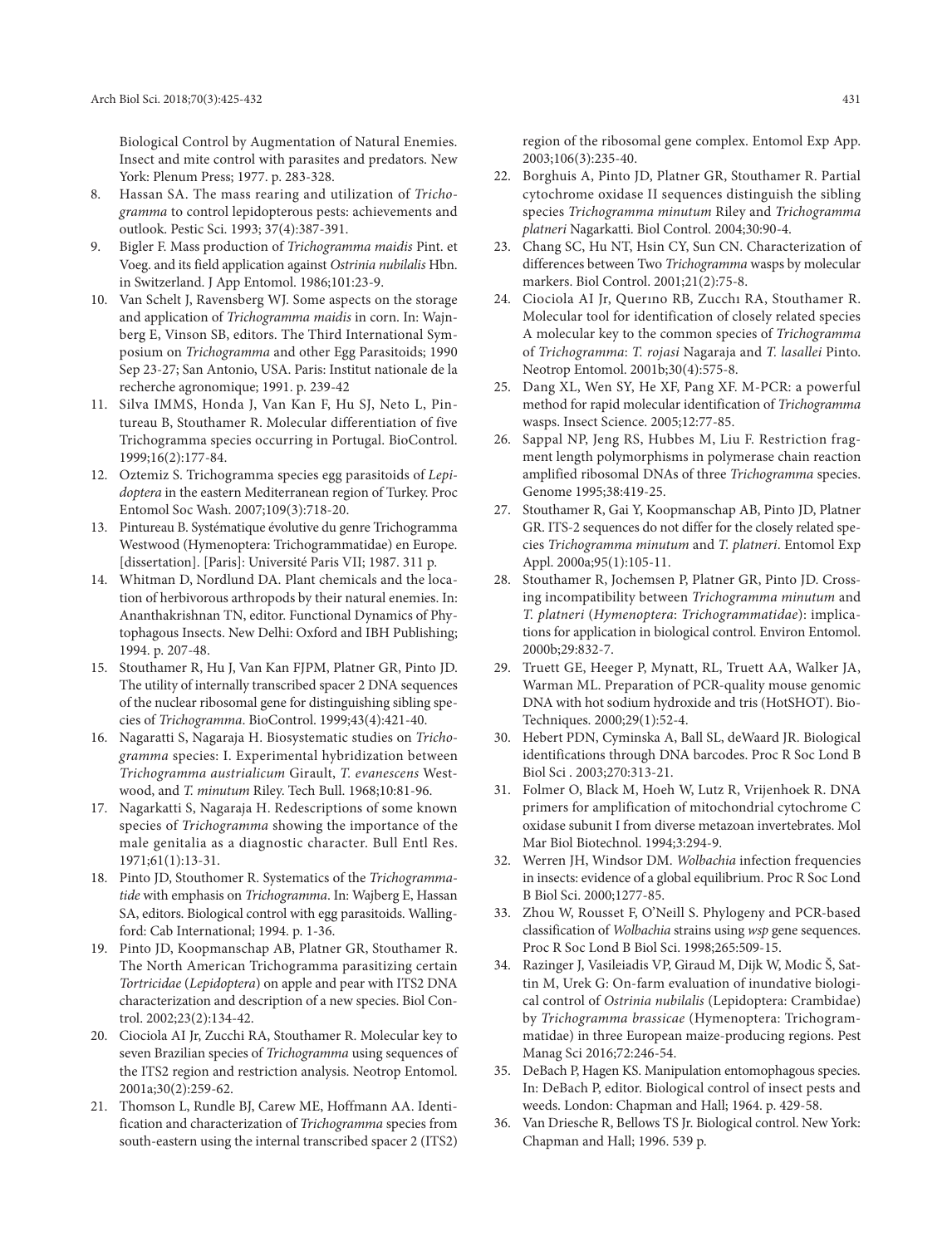Biological Control by Augmentation of Natural Enemies. Insect and mite control with parasites and predators. New York: Plenum Press; 1977. p. 283-328.

8. Hassan SA. The mass rearing and utilization of *Trichogramma* to control lepidopterous pests: achievements and outlook. Pestic Sci. 1993; 37(4):387-391.
9. Bigler F. Mass production of *Trichogramma maidis* Pint. et Voeg. and its field application against *Ostrinia nubilalis* Hbn. in Switzerland. J App Entomol. 1986;101:23-9.
10. Van Schelt J, Ravensberg WJ. Some aspects on the storage and application of *Trichogramma maidis* in corn. In: Wajnberg E, Vinson SB, editors. The Third International Symposium on *Trichogramma* and other Egg Parasitoids; 1990 Sep 23-27; San Antonio, USA. Paris: Institut nationale de la recherche agronomique; 1991. p. 239-42
11. Silva IMMS, Honda J, Van Kan F, Hu SJ, Neto L, Pintureau B, Stouthamer R. Molecular differentiation of five Trichogramma species occurring in Portugal. BioControl. 1999;16(2):177-84.
12. Oztemiz S. Trichogramma species egg parasitoids of *Lepidoptera* in the eastern Mediterranean region of Turkey. Proc Entomol Soc Wash. 2007;109(3):718-20.
13. Pintureau B. Systématique évolutive du genre Trichogramma Westwood (Hymenoptera: Trichogrammatidae) en Europe. [dissertation]. [Paris]: Université Paris VII; 1987. 311 p.
14. Whitman D, Nordlund DA. Plant chemicals and the location of herbivorous arthropods by their natural enemies. In: Ananthakrishnan TN, editor. Functional Dynamics of Phytophagous Insects. New Delhi: Oxford and IBH Publishing; 1994. p. 207-48.
15. Stouthamer R, Hu J, Van Kan FJPM, Platner GR, Pinto JD. The utility of internally transcribed spacer 2 DNA sequences of the nuclear ribosomal gene for distinguishing sibling species of *Trichogramma*. BioControl. 1999;43(4):421-40.
16. Nagaratti S, Nagaraja H. Biosystematic studies on *Trichogramma* species: I. Experimental hybridization between *Trichogramma austrialicum* Girault, *T. evanescens* Westwood, and *T. minutum* Riley. Tech Bull. 1968;10:81-96.
17. Nagarkatti S, Nagaraja H. Redescriptions of some known species of *Trichogramma* showing the importance of the male genitalia as a diagnostic character. Bull Entl Res. 1971;61(1):13-31.
18. Pinto JD, Stouthomer R. Systematics of the *Trichogrammatide* with emphasis on *Trichogramma*. In: Wajberg E, Hassan SA, editors. Biological control with egg parasitoids. Wallingford: Cab International; 1994. p. 1-36.
19. Pinto JD, Koopmanschap AB, Platner GR, Stouthamer R. The North American Trichogramma parasitizing certain *Tortricidae* (*Lepidoptera*) on apple and pear with ITS2 DNA characterization and description of a new species. Biol Control. 2002;23(2):134-42.
20. Ciociola AI Jr, Zucchi RA, Stouthamer R. Molecular key to seven Brazilian species of *Trichogramma* using sequences of the ITS2 region and restriction analysis. Neotrop Entomol. 2001a;30(2):259-62.
21. Thomson L, Rundle BJ, Carew ME, Hoffmann AA. Identification and characterization of *Trichogramma* species from south-eastern using the internal transcribed spacer 2 (ITS2) region of the ribosomal gene complex. Entomol Exp App. 2003;106(3):235-40.
22. Borghuis A, Pinto JD, Platner GR, Stouthamer R. Partial cytochrome oxidase II sequences distinguish the sibling species *Trichogramma minutum* Riley and *Trichogramma platneri* Nagarkatti. Biol Control. 2004;30:90-4.
23. Chang SC, Hu NT, Hsin CY, Sun CN. Characterization of differences between Two *Trichogramma* wasps by molecular markers. Biol Control. 2001;21(2):75-8.
24. Ciociola AI Jr, Querıno RB, Zucchı RA, Stouthamer R. Molecular tool for identification of closely related species A molecular key to the common species of *Trichogramma* of *Trichogramma*: *T. rojasi* Nagaraja and *T. lasallei* Pinto. Neotrop Entomol. 2001b;30(4):575-8.
25. Dang XL, Wen SY, He XF, Pang XF. M-PCR: a powerful method for rapid molecular identification of *Trichogramma* wasps. Insect Science. 2005;12:77-85.
26. Sappal NP, Jeng RS, Hubbes M, Liu F. Restriction fragment length polymorphisms in polymerase chain reaction amplified ribosomal DNAs of three *Trichogramma* species. Genome 1995;38:419-25.
27. Stouthamer R, Gai Y, Koopmanschap AB, Pinto JD, Platner GR. ITS-2 sequences do not differ for the closely related species *Trichogramma minutum* and *T. platneri*. Entomol Exp Appl. 2000a;95(1):105-11.
28. Stouthamer R, Jochemsen P, Platner GR, Pinto JD. Crossing incompatibility between *Trichogramma minutum* and *T. platneri* (*Hymenoptera*: *Trichogrammatidae*): implications for application in biological control. Environ Entomol. 2000b;29:832-7.
29. Truett GE, Heeger P, Mynatt, RL, Truett AA, Walker JA, Warman ML. Preparation of PCR-quality mouse genomic DNA with hot sodium hydroxide and tris (HotSHOT). BioTechniques. 2000;29(1):52-4.
30. Hebert PDN, Cyminska A, Ball SL, deWaard JR. Biological identifications through DNA barcodes. Proc R Soc Lond B Biol Sci . 2003;270:313-21.
31. Folmer O, Black M, Hoeh W, Lutz R, Vrijenhoek R. DNA primers for amplification of mitochondrial cytochrome C oxidase subunit I from diverse metazoan invertebrates. Mol Mar Biol Biotechnol. 1994;3:294-9.
32. Werren JH, Windsor DM. *Wolbachia* infection frequencies in insects: evidence of a global equilibrium. Proc R Soc Lond B Biol Sci. 2000;1277-85.
33. Zhou W, Rousset F, O'Neill S. Phylogeny and PCR-based classification of *Wolbachia* strains using *wsp* gene sequences. Proc R Soc Lond B Biol Sci. 1998;265:509-15.
34. Razinger J, Vasileiadis VP, Giraud M, Dijk W, Modic Š, Sattin M, Urek G: On-farm evaluation of inundative biological control of *Ostrinia nubilalis* (Lepidoptera: Crambidae) by *Trichogramma brassicae* (Hymenoptera: Trichogrammatidae) in three European maize-producing regions. Pest Manag Sci 2016;72:246-54.
35. DeBach P, Hagen KS. Manipulation entomophagous species. In: DeBach P, editor. Biological control of insect pests and weeds. London: Chapman and Hall; 1964. p. 429-58.
36. Van Driesche R, Bellows TS Jr. Biological control. New York: Chapman and Hall; 1996. 539 p.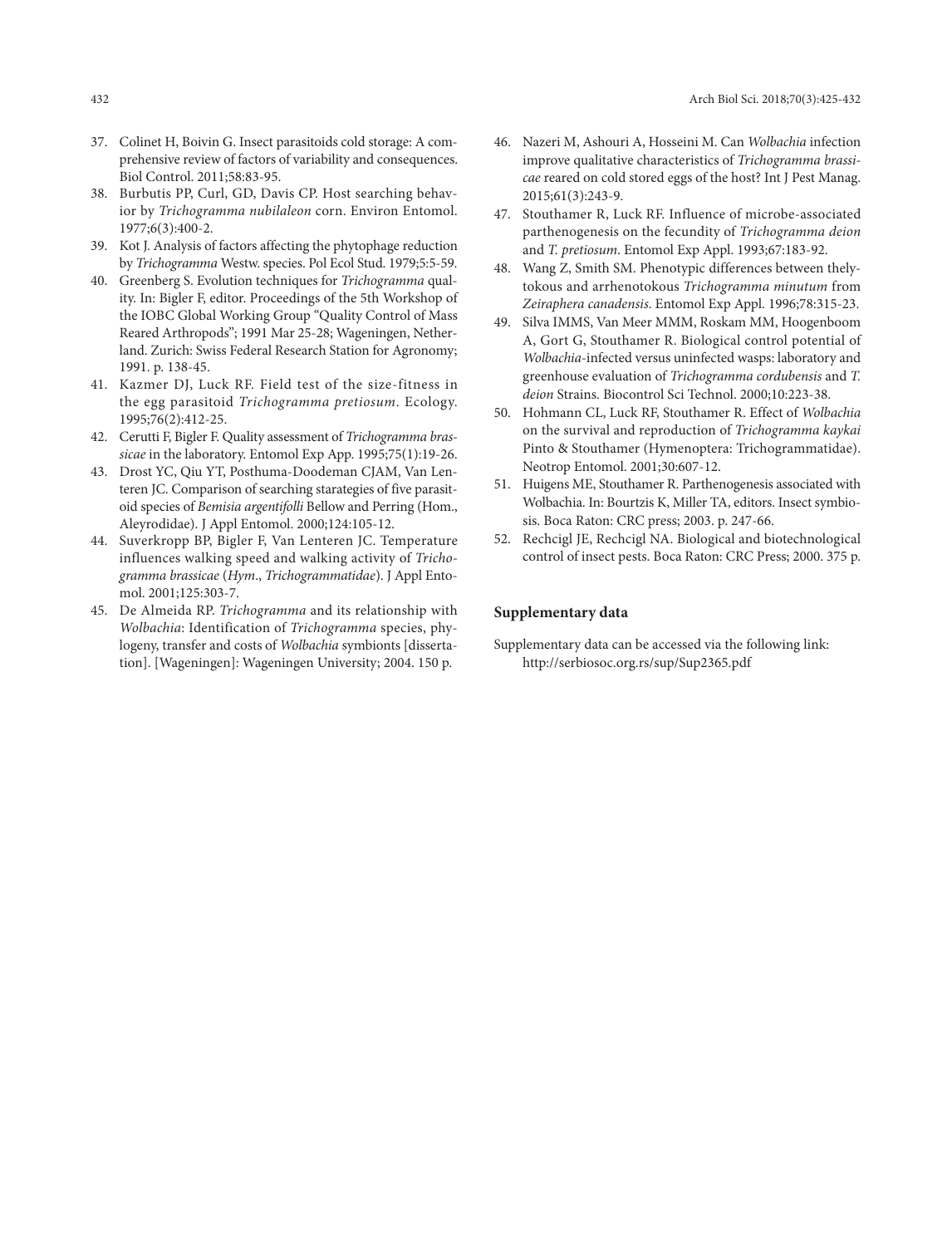37. Colinet H, Boivin G. Insect parasitoids cold storage: A comprehensive review of factors of variability and consequences. Biol Control. 2011;58:83-95.
38. Burbutis PP, Curl, GD, Davis CP. Host searching behavior by *Trichogramma nubilaleon* corn. Environ Entomol. 1977;6(3):400-2.
39. Kot J. Analysis of factors affecting the phytophage reduction by *Trichogramma* Westw. species. Pol Ecol Stud. 1979;5:5-59.
40. Greenberg S. Evolution techniques for *Trichogramma* quality. In: Bigler F, editor. Proceedings of the 5th Workshop of the IOBC Global Working Group "Quality Control of Mass Reared Arthropods"; 1991 Mar 25-28; Wageningen, Netherland. Zurich: Swiss Federal Research Station for Agronomy; 1991. p. 138-45.
41. Kazmer DJ, Luck RF. Field test of the size-fitness in the egg parasitoid *Trichogramma pretiosum*. Ecology. 1995;76(2):412-25.
42. Cerutti F, Bigler F. Quality assessment of *Trichogramma brassicae* in the laboratory. Entomol Exp App. 1995;75(1):19-26.
43. Drost YC, Qiu YT, Posthuma-Doodeman CJAM, Van Lenteren JC. Comparison of searching starategies of five parasitoid species of *Bemisia argentifolli* Bellow and Perring (Hom., Aleyrodidae). J Appl Entomol. 2000;124:105-12.
44. Suverkropp BP, Bigler F, Van Lenteren JC. Temperature influences walking speed and walking activity of *Trichogramma brassicae* (*Hym*., *Trichogrammatidae*). J Appl Entomol. 2001;125:303-7.
45. De Almeida RP. *Trichogramma* and its relationship with *Wolbachia*: Identification of *Trichogramma* species, phylogeny, transfer and costs of *Wolbachia* symbionts [dissertation]. [Wageningen]: Wageningen University; 2004. 150 p.
46. Nazeri M, Ashouri A, Hosseini M. Can *Wolbachia* infection improve qualitative characteristics of *Trichogramma brassicae* reared on cold stored eggs of the host? Int J Pest Manag. 2015;61(3):243-9.
47. Stouthamer R, Luck RF. Influence of microbe-associated parthenogenesis on the fecundity of *Trichogramma deion* and *T. pretiosum*. Entomol Exp Appl. 1993;67:183-92.
48. Wang Z, Smith SM. Phenotypic differences between thelytokous and arrhenotokous *Trichogramma minutum* from *Zeiraphera canadensis*. Entomol Exp Appl. 1996;78:315-23.
49. Silva IMMS, Van Meer MMM, Roskam MM, Hoogenboom A, Gort G, Stouthamer R. Biological control potential of *Wolbachia*-infected versus uninfected wasps: laboratory and greenhouse evaluation of *Trichogramma cordubensis* and *T. deion* Strains. Biocontrol Sci Technol. 2000;10:223-38.
50. Hohmann CL, Luck RF, Stouthamer R. Effect of *Wolbachia* on the survival and reproduction of *Trichogramma kaykai* Pinto & Stouthamer (Hymenoptera: Trichogrammatidae). Neotrop Entomol. 2001;30:607-12.
51. Huigens ME, Stouthamer R. Parthenogenesis associated with Wolbachia. In: Bourtzis K, Miller TA, editors. Insect symbiosis. Boca Raton: CRC press; 2003. p. 247-66.
52. Rechcigl JE, Rechcigl NA. Biological and biotechnological control of insect pests. Boca Raton: CRC Press; 2000. 375 p.

## Supplementary data

Supplementary data can be accessed via the following link: http://serbiosoc.org.rs/sup/Sup2365.pdf